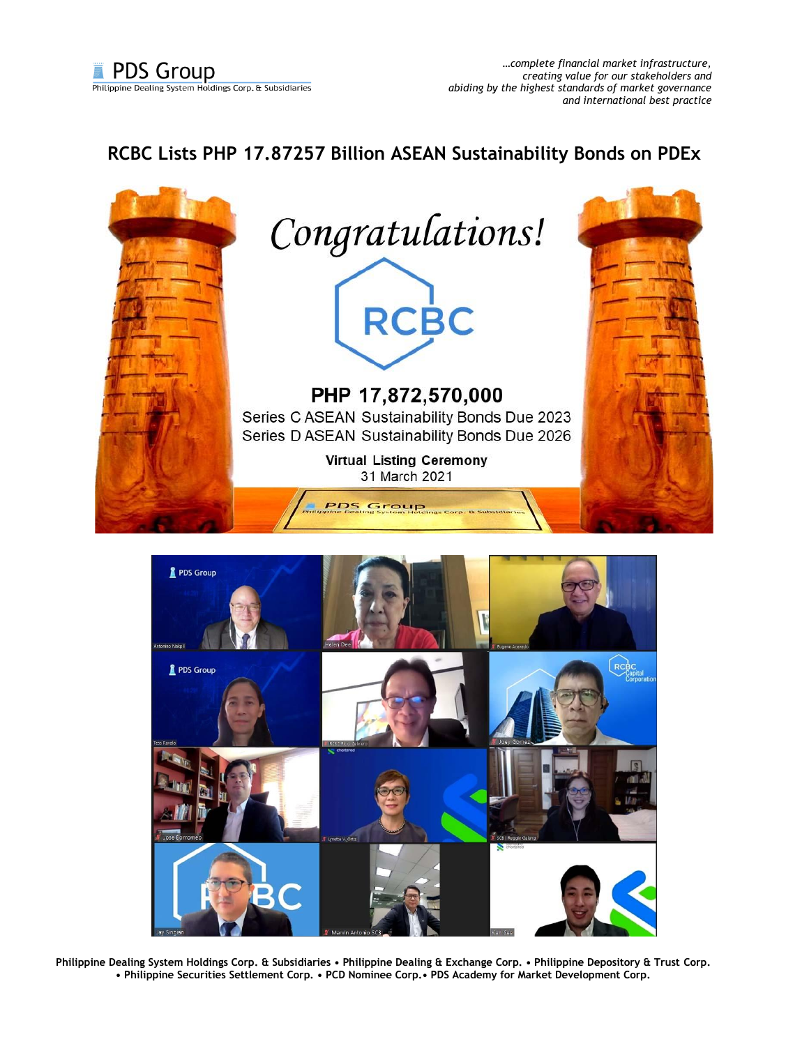PDS Group
Philippine Dealing System Holdings Corp. & Subsidiaries

*…complete financial market infrastructure, creating value for our stakeholders and abiding by the highest standards of market governance and international best practice*

# RCBC Lists PHP 17.87257 Billion ASEAN Sustainability Bonds on PDEx

Congratulations!

RCBC

**PHP 17,872,570,000**

Series C ASEAN Sustainability Bonds Due 2023
Series D ASEAN Sustainability Bonds Due 2026

**Virtual Listing Ceremony**
31 March 2021

**Philippine Dealing System Holdings Corp. & Subsidiaries • Philippine Dealing & Exchange Corp. • Philippine Depository & Trust Corp. • Philippine Securities Settlement Corp. • PCD Nominee Corp.• PDS Academy for Market Development Corp.**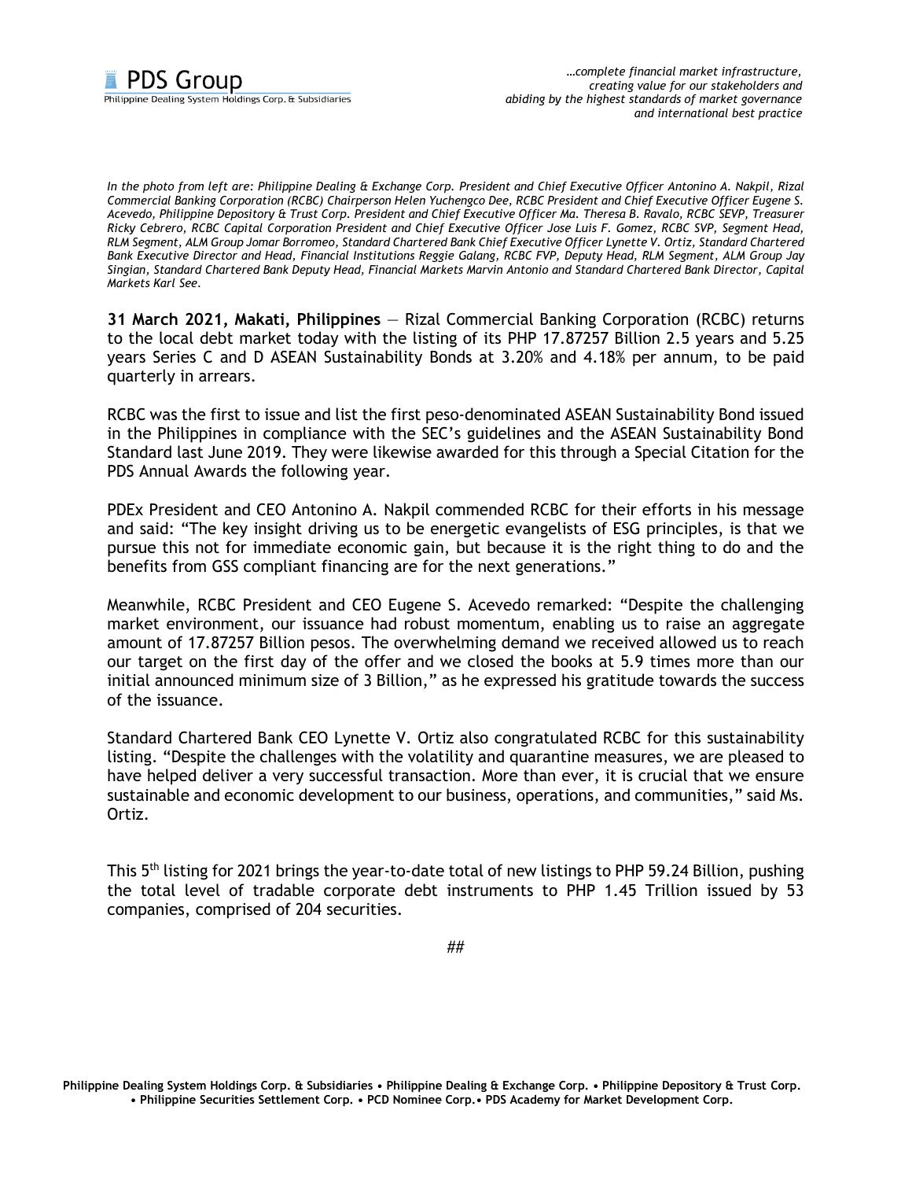*In the photo from left are: Philippine Dealing & Exchange Corp. President and Chief Executive Officer Antonino A. Nakpil, Rizal Commercial Banking Corporation (RCBC) Chairperson Helen Yuchengco Dee, RCBC President and Chief Executive Officer Eugene S. Acevedo, Philippine Depository & Trust Corp. President and Chief Executive Officer Ma. Theresa B. Ravalo, RCBC SEVP, Treasurer Ricky Cebrero, RCBC Capital Corporation President and Chief Executive Officer Jose Luis F. Gomez, RCBC SVP, Segment Head, RLM Segment, ALM Group Jomar Borromeo, Standard Chartered Bank Chief Executive Officer Lynette V. Ortiz, Standard Chartered Bank Executive Director and Head, Financial Institutions Reggie Galang, RCBC FVP, Deputy Head, RLM Segment, ALM Group Jay Singian, Standard Chartered Bank Deputy Head, Financial Markets Marvin Antonio and Standard Chartered Bank Director, Capital Markets Karl See.*

**31 March 2021, Makati, Philippines** — Rizal Commercial Banking Corporation (RCBC) returns to the local debt market today with the listing of its PHP 17.87257 Billion 2.5 years and 5.25 years Series C and D ASEAN Sustainability Bonds at 3.20% and 4.18% per annum, to be paid quarterly in arrears.

RCBC was the first to issue and list the first peso-denominated ASEAN Sustainability Bond issued in the Philippines in compliance with the SEC's guidelines and the ASEAN Sustainability Bond Standard last June 2019. They were likewise awarded for this through a Special Citation for the PDS Annual Awards the following year.

PDEx President and CEO Antonino A. Nakpil commended RCBC for their efforts in his message and said: "The key insight driving us to be energetic evangelists of ESG principles, is that we pursue this not for immediate economic gain, but because it is the right thing to do and the benefits from GSS compliant financing are for the next generations."

Meanwhile, RCBC President and CEO Eugene S. Acevedo remarked: "Despite the challenging market environment, our issuance had robust momentum, enabling us to raise an aggregate amount of 17.87257 Billion pesos. The overwhelming demand we received allowed us to reach our target on the first day of the offer and we closed the books at 5.9 times more than our initial announced minimum size of 3 Billion," as he expressed his gratitude towards the success of the issuance.

Standard Chartered Bank CEO Lynette V. Ortiz also congratulated RCBC for this sustainability listing. "Despite the challenges with the volatility and quarantine measures, we are pleased to have helped deliver a very successful transaction. More than ever, it is crucial that we ensure sustainable and economic development to our business, operations, and communities," said Ms. Ortiz.

This 5th listing for 2021 brings the year-to-date total of new listings to PHP 59.24 Billion, pushing the total level of tradable corporate debt instruments to PHP 1.45 Trillion issued by 53 companies, comprised of 204 securities.

##